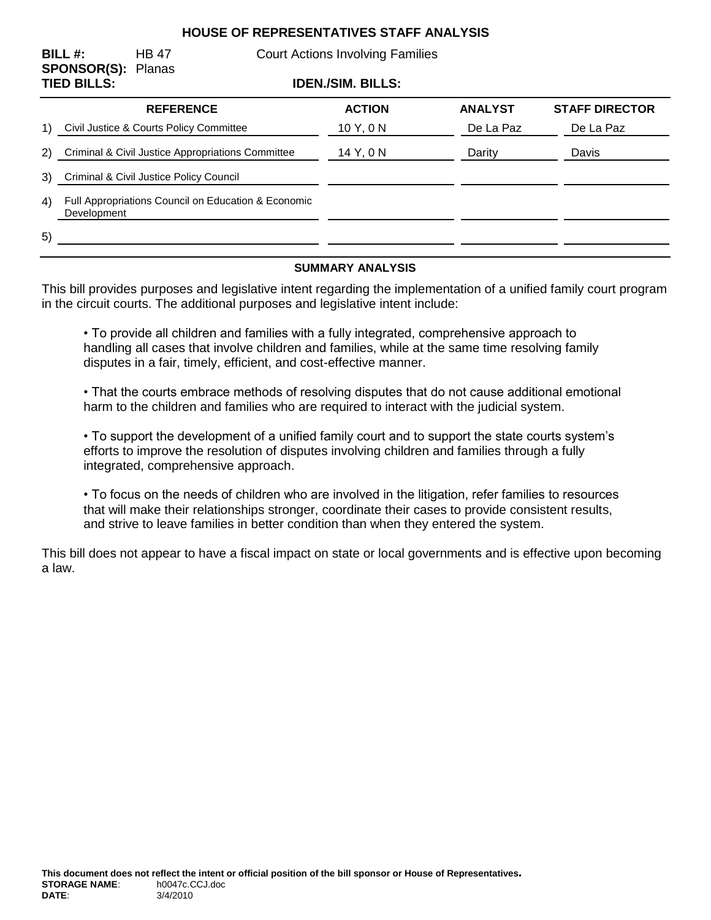# HOUSE OF REPRESENTATIVES STAFF ANALYSIS

**BILL #:** HB 47 Court Actions Involving Families
**SPONSOR(S):** Planas
**TIED BILLS:** **IDEN./SIM. BILLS:**

| | REFERENCE | ACTION | ANALYST | STAFF DIRECTOR |
|---|---|---|---|---|
| 1) | Civil Justice & Courts Policy Committee | 10 Y, 0 N | De La Paz | De La Paz |
| 2) | Criminal & Civil Justice Appropriations Committee | 14 Y, 0 N | Darity | Davis |
| 3) | Criminal & Civil Justice Policy Council | | | |
| 4) | Full Appropriations Council on Education & Economic Development | | | |
| 5) | | | | |

## SUMMARY ANALYSIS

This bill provides purposes and legislative intent regarding the implementation of a unified family court program in the circuit courts. The additional purposes and legislative intent include:

- To provide all children and families with a fully integrated, comprehensive approach to handling all cases that involve children and families, while at the same time resolving family disputes in a fair, timely, efficient, and cost-effective manner.

- That the courts embrace methods of resolving disputes that do not cause additional emotional harm to the children and families who are required to interact with the judicial system.

- To support the development of a unified family court and to support the state courts system's efforts to improve the resolution of disputes involving children and families through a fully integrated, comprehensive approach.

- To focus on the needs of children who are involved in the litigation, refer families to resources that will make their relationships stronger, coordinate their cases to provide consistent results, and strive to leave families in better condition than when they entered the system.

This bill does not appear to have a fiscal impact on state or local governments and is effective upon becoming a law.

**This document does not reflect the intent or official position of the bill sponsor or House of Representatives.**
**STORAGE NAME**: h0047c.CCJ.doc
**DATE**: 3/4/2010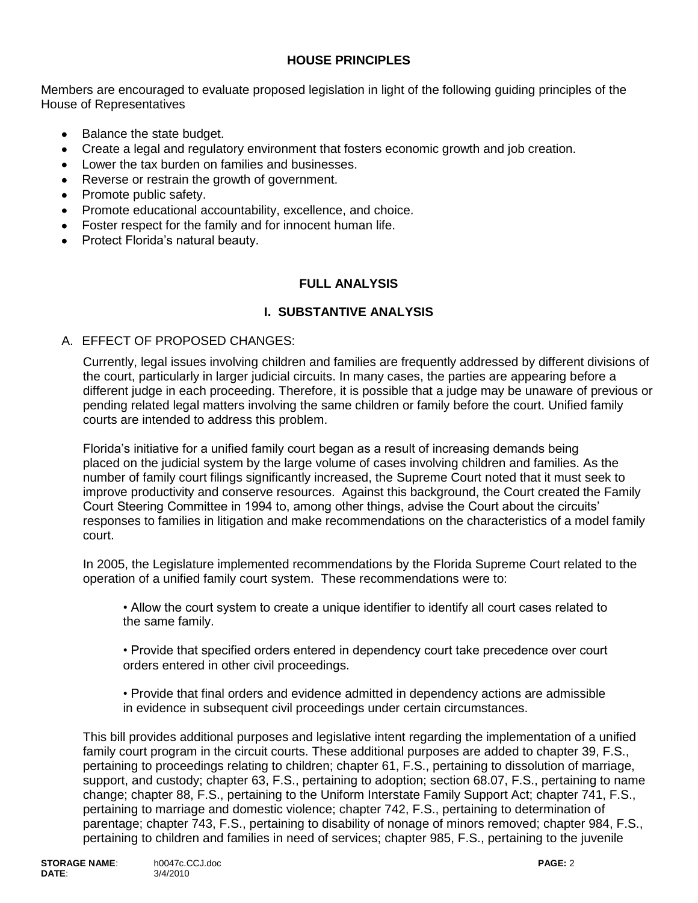## HOUSE PRINCIPLES

Members are encouraged to evaluate proposed legislation in light of the following guiding principles of the House of Representatives

- Balance the state budget.
- Create a legal and regulatory environment that fosters economic growth and job creation.
- Lower the tax burden on families and businesses.
- Reverse or restrain the growth of government.
- Promote public safety.
- Promote educational accountability, excellence, and choice.
- Foster respect for the family and for innocent human life.
- Protect Florida's natural beauty.

## FULL ANALYSIS

### I. SUBSTANTIVE ANALYSIS

A. EFFECT OF PROPOSED CHANGES:

Currently, legal issues involving children and families are frequently addressed by different divisions of the court, particularly in larger judicial circuits. In many cases, the parties are appearing before a different judge in each proceeding. Therefore, it is possible that a judge may be unaware of previous or pending related legal matters involving the same children or family before the court. Unified family courts are intended to address this problem.

Florida's initiative for a unified family court began as a result of increasing demands being placed on the judicial system by the large volume of cases involving children and families. As the number of family court filings significantly increased, the Supreme Court noted that it must seek to improve productivity and conserve resources. Against this background, the Court created the Family Court Steering Committee in 1994 to, among other things, advise the Court about the circuits' responses to families in litigation and make recommendations on the characteristics of a model family court.

In 2005, the Legislature implemented recommendations by the Florida Supreme Court related to the operation of a unified family court system. These recommendations were to:

- Allow the court system to create a unique identifier to identify all court cases related to the same family.

- Provide that specified orders entered in dependency court take precedence over court orders entered in other civil proceedings.

- Provide that final orders and evidence admitted in dependency actions are admissible in evidence in subsequent civil proceedings under certain circumstances.

This bill provides additional purposes and legislative intent regarding the implementation of a unified family court program in the circuit courts. These additional purposes are added to chapter 39, F.S., pertaining to proceedings relating to children; chapter 61, F.S., pertaining to dissolution of marriage, support, and custody; chapter 63, F.S., pertaining to adoption; section 68.07, F.S., pertaining to name change; chapter 88, F.S., pertaining to the Uniform Interstate Family Support Act; chapter 741, F.S., pertaining to marriage and domestic violence; chapter 742, F.S., pertaining to determination of parentage; chapter 743, F.S., pertaining to disability of nonage of minors removed; chapter 984, F.S., pertaining to children and families in need of services; chapter 985, F.S., pertaining to the juvenile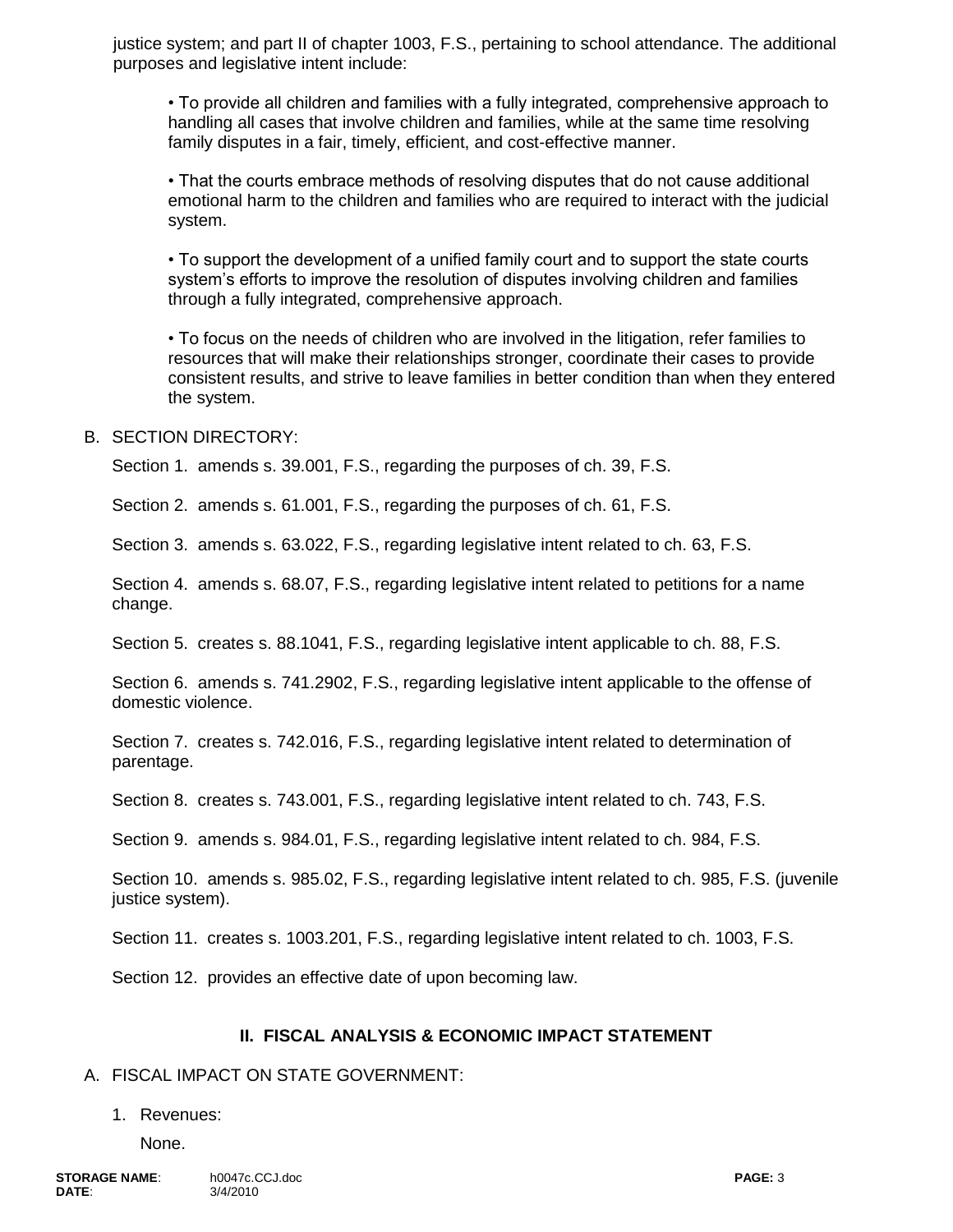justice system; and part II of chapter 1003, F.S., pertaining to school attendance. The additional purposes and legislative intent include:

- To provide all children and families with a fully integrated, comprehensive approach to handling all cases that involve children and families, while at the same time resolving family disputes in a fair, timely, efficient, and cost-effective manner.

- That the courts embrace methods of resolving disputes that do not cause additional emotional harm to the children and families who are required to interact with the judicial system.

- To support the development of a unified family court and to support the state courts system's efforts to improve the resolution of disputes involving children and families through a fully integrated, comprehensive approach.

- To focus on the needs of children who are involved in the litigation, refer families to resources that will make their relationships stronger, coordinate their cases to provide consistent results, and strive to leave families in better condition than when they entered the system.

B. SECTION DIRECTORY:

Section 1. amends s. 39.001, F.S., regarding the purposes of ch. 39, F.S.

Section 2. amends s. 61.001, F.S., regarding the purposes of ch. 61, F.S.

Section 3. amends s. 63.022, F.S., regarding legislative intent related to ch. 63, F.S.

Section 4. amends s. 68.07, F.S., regarding legislative intent related to petitions for a name change.

Section 5. creates s. 88.1041, F.S., regarding legislative intent applicable to ch. 88, F.S.

Section 6. amends s. 741.2902, F.S., regarding legislative intent applicable to the offense of domestic violence.

Section 7. creates s. 742.016, F.S., regarding legislative intent related to determination of parentage.

Section 8. creates s. 743.001, F.S., regarding legislative intent related to ch. 743, F.S.

Section 9. amends s. 984.01, F.S., regarding legislative intent related to ch. 984, F.S.

Section 10. amends s. 985.02, F.S., regarding legislative intent related to ch. 985, F.S. (juvenile justice system).

Section 11. creates s. 1003.201, F.S., regarding legislative intent related to ch. 1003, F.S.

Section 12. provides an effective date of upon becoming law.

## II. FISCAL ANALYSIS & ECONOMIC IMPACT STATEMENT

A. FISCAL IMPACT ON STATE GOVERNMENT:

1. Revenues:

   None.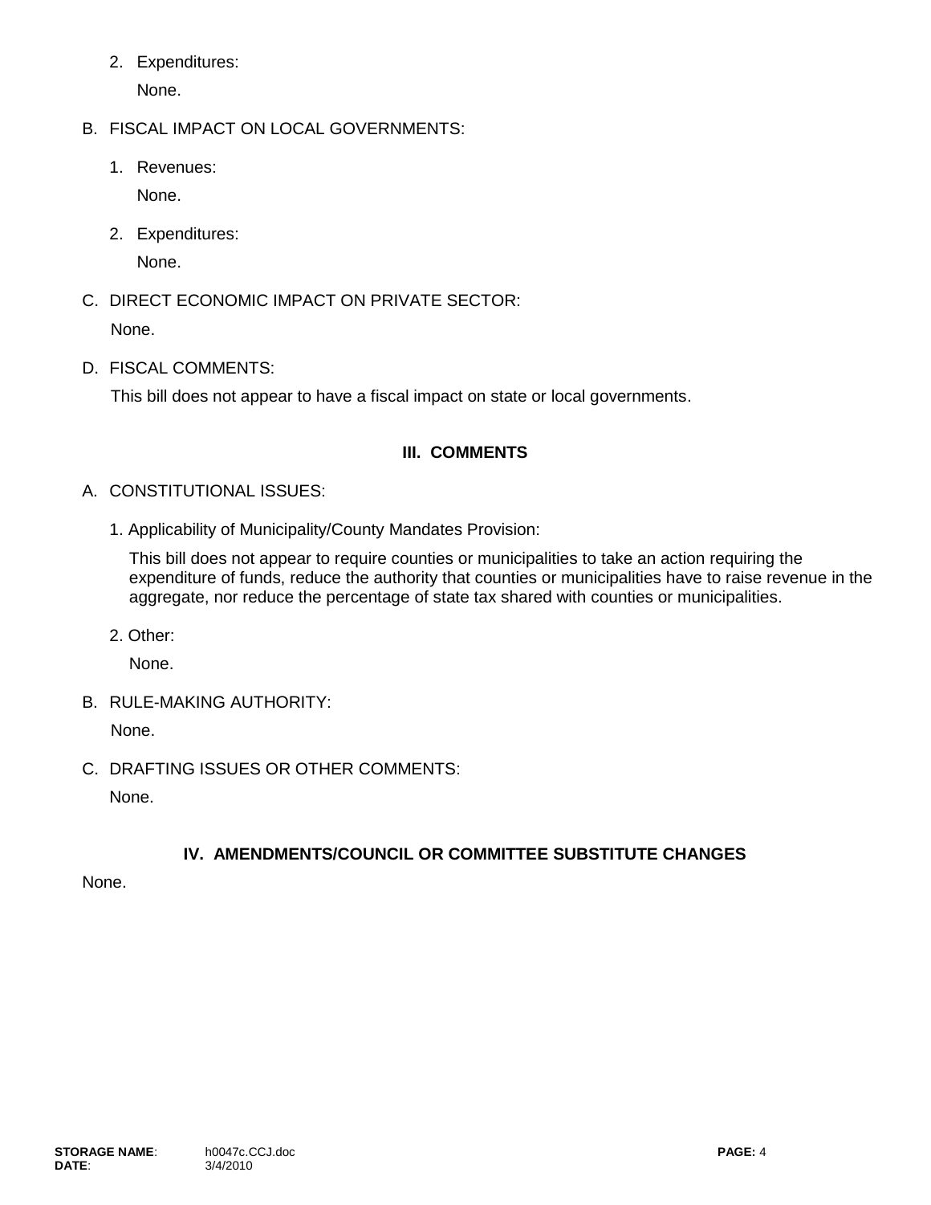2. Expenditures:

   None.

B. FISCAL IMPACT ON LOCAL GOVERNMENTS:

1. Revenues:

   None.

2. Expenditures:

   None.

C. DIRECT ECONOMIC IMPACT ON PRIVATE SECTOR:

   None.

D. FISCAL COMMENTS:

   This bill does not appear to have a fiscal impact on state or local governments.

## III. COMMENTS

A. CONSTITUTIONAL ISSUES:

1. Applicability of Municipality/County Mandates Provision:

   This bill does not appear to require counties or municipalities to take an action requiring the expenditure of funds, reduce the authority that counties or municipalities have to raise revenue in the aggregate, nor reduce the percentage of state tax shared with counties or municipalities.

2. Other:

   None.

B. RULE-MAKING AUTHORITY:

   None.

C. DRAFTING ISSUES OR OTHER COMMENTS:

   None.

## IV. AMENDMENTS/COUNCIL OR COMMITTEE SUBSTITUTE CHANGES

None.